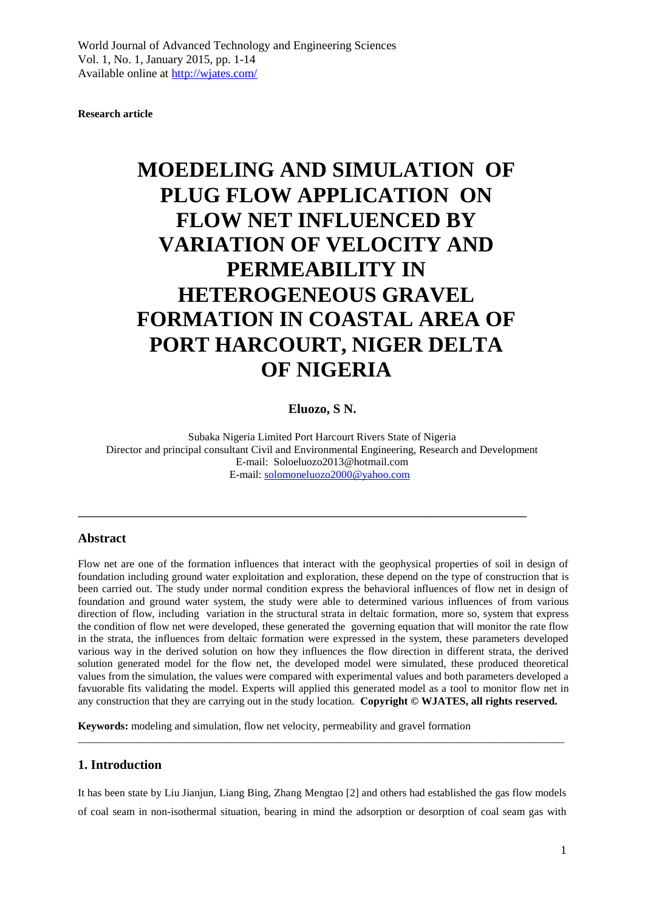World Journal of Advanced Technology and Engineering Sciences
Vol. 1, No. 1, January 2015, pp. 1-14
Available online at http://wjates.com/

**Research article**

# MOEDELING AND SIMULATION OF PLUG FLOW APPLICATION ON FLOW NET INFLUENCED BY VARIATION OF VELOCITY AND PERMEABILITY IN HETEROGENEOUS GRAVEL FORMATION IN COASTAL AREA OF PORT HARCOURT, NIGER DELTA OF NIGERIA

**Eluozo, S N.**

Subaka Nigeria Limited Port Harcourt Rivers State of Nigeria
Director and principal consultant Civil and Environmental Engineering, Research and Development
E-mail: Soloeluozo2013@hotmail.com
E-mail: solomoneluozo2000@yahoo.com

---

## Abstract

Flow net are one of the formation influences that interact with the geophysical properties of soil in design of foundation including ground water exploitation and exploration, these depend on the type of construction that is been carried out. The study under normal condition express the behavioral influences of flow net in design of foundation and ground water system, the study were able to determined various influences of from various direction of flow, including variation in the structural strata in deltaic formation, more so, system that express the condition of flow net were developed, these generated the governing equation that will monitor the rate flow in the strata, the influences from deltaic formation were expressed in the system, these parameters developed various way in the derived solution on how they influences the flow direction in different strata, the derived solution generated model for the flow net, the developed model were simulated, these produced theoretical values from the simulation, the values were compared with experimental values and both parameters developed a favuorable fits validating the model. Experts will applied this generated model as a tool to monitor flow net in any construction that they are carrying out in the study location. **Copyright © WJATES, all rights reserved.**

**Keywords:** modeling and simulation, flow net velocity, permeability and gravel formation

---

## 1. Introduction

It has been state by Liu Jianjun, Liang Bing, Zhang Mengtao [2] and others had established the gas flow models of coal seam in non-isothermal situation, bearing in mind the adsorption or desorption of coal seam gas with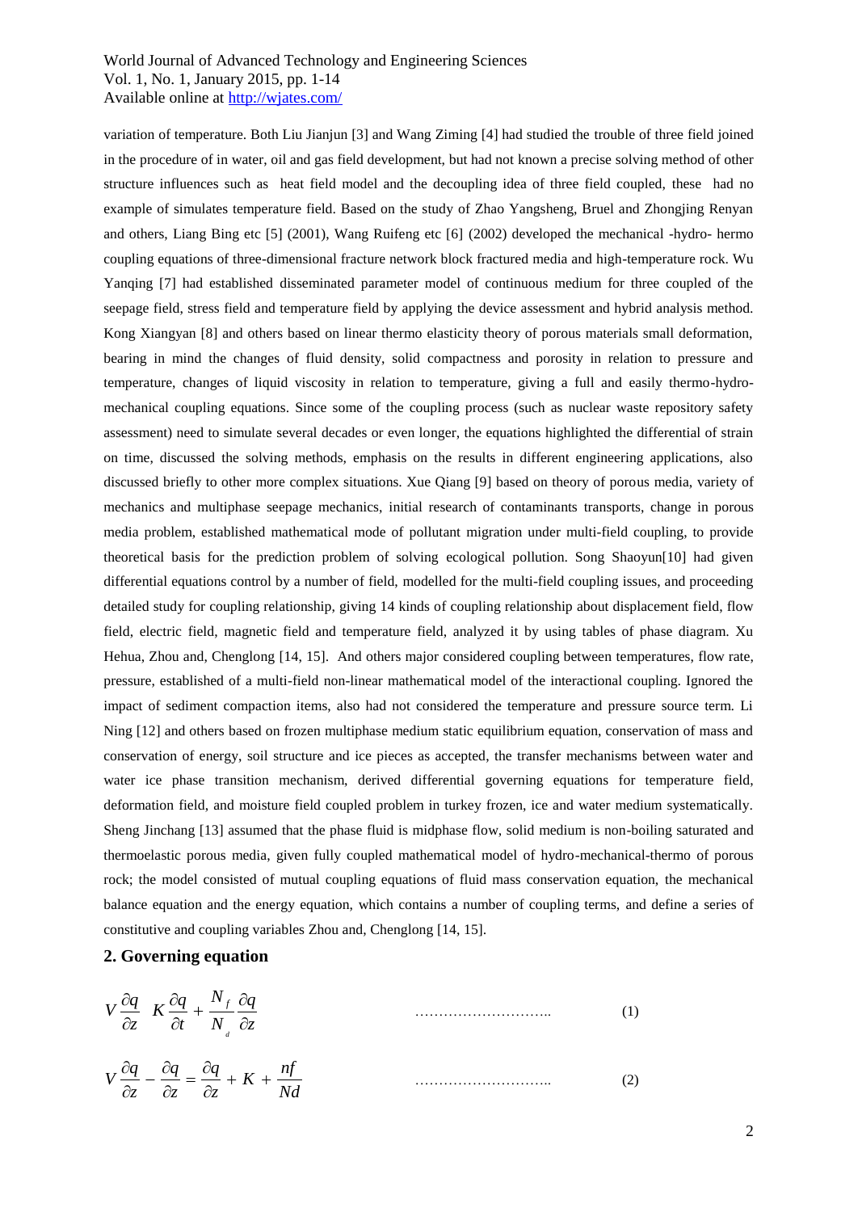variation of temperature. Both Liu Jianjun [3] and Wang Ziming [4] had studied the trouble of three field joined in the procedure of in water, oil and gas field development, but had not known a precise solving method of other structure influences such as heat field model and the decoupling idea of three field coupled, these had no example of simulates temperature field. Based on the study of Zhao Yangsheng, Bruel and Zhongjing Renyan and others, Liang Bing etc [5] (2001), Wang Ruifeng etc [6] (2002) developed the mechanical -hydro- hermo coupling equations of three-dimensional fracture network block fractured media and high-temperature rock. Wu Yanqing [7] had established disseminated parameter model of continuous medium for three coupled of the seepage field, stress field and temperature field by applying the device assessment and hybrid analysis method. Kong Xiangyan [8] and others based on linear thermo elasticity theory of porous materials small deformation, bearing in mind the changes of fluid density, solid compactness and porosity in relation to pressure and temperature, changes of liquid viscosity in relation to temperature, giving a full and easily thermo-hydro-mechanical coupling equations. Since some of the coupling process (such as nuclear waste repository safety assessment) need to simulate several decades or even longer, the equations highlighted the differential of strain on time, discussed the solving methods, emphasis on the results in different engineering applications, also discussed briefly to other more complex situations. Xue Qiang [9] based on theory of porous media, variety of mechanics and multiphase seepage mechanics, initial research of contaminants transports, change in porous media problem, established mathematical mode of pollutant migration under multi-field coupling, to provide theoretical basis for the prediction problem of solving ecological pollution. Song Shaoyun[10] had given differential equations control by a number of field, modelled for the multi-field coupling issues, and proceeding detailed study for coupling relationship, giving 14 kinds of coupling relationship about displacement field, flow field, electric field, magnetic field and temperature field, analyzed it by using tables of phase diagram. Xu Hehua, Zhou and, Chenglong [14, 15]. And others major considered coupling between temperatures, flow rate, pressure, established of a multi-field non-linear mathematical model of the interactional coupling. Ignored the impact of sediment compaction items, also had not considered the temperature and pressure source term. Li Ning [12] and others based on frozen multiphase medium static equilibrium equation, conservation of mass and conservation of energy, soil structure and ice pieces as accepted, the transfer mechanisms between water and water ice phase transition mechanism, derived differential governing equations for temperature field, deformation field, and moisture field coupled problem in turkey frozen, ice and water medium systematically. Sheng Jinchang [13] assumed that the phase fluid is midphase flow, solid medium is non-boiling saturated and thermoelastic porous media, given fully coupled mathematical model of hydro-mechanical-thermo of porous rock; the model consisted of mutual coupling equations of fluid mass conservation equation, the mechanical balance equation and the energy equation, which contains a number of coupling terms, and define a series of constitutive and coupling variables Zhou and, Chenglong [14, 15].

## 2. Governing equation

$$V\frac{\partial q}{\partial z} \quad K\frac{\partial q}{\partial t} + \frac{N_f}{N_d}\frac{\partial q}{\partial z} \qquad \text{………………………..} \qquad (1)$$

$$V\frac{\partial q}{\partial z} - \frac{\partial q}{\partial z} = \frac{\partial q}{\partial z} + K + \frac{nf}{Nd} \qquad \text{………………………..} \qquad (2)$$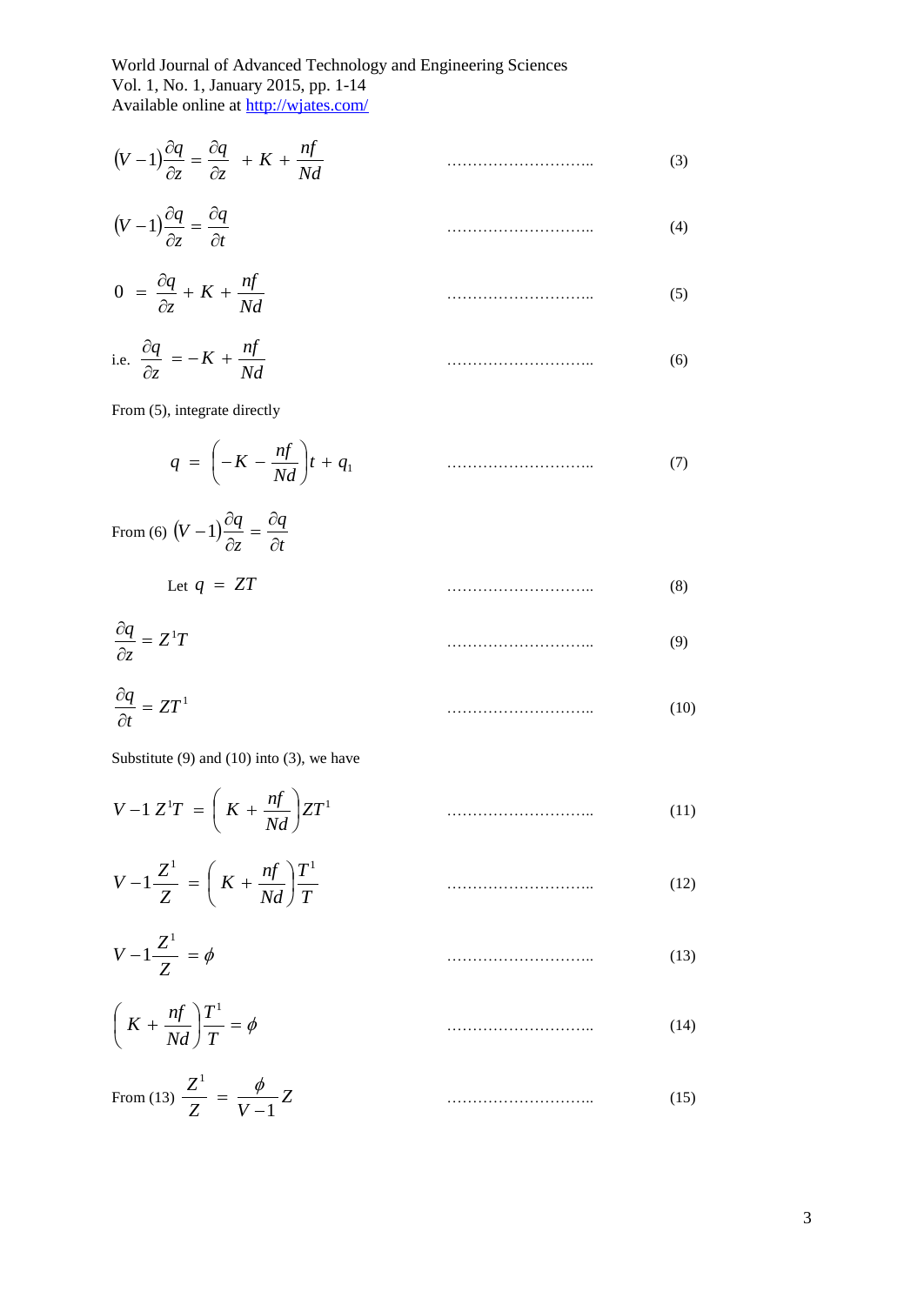$$(V-1)\frac{\partial q}{\partial z} = \frac{\partial q}{\partial z} + K + \frac{nf}{Nd} \quad \text{……………………….} \quad (3)$$

$$(V-1)\frac{\partial q}{\partial z} = \frac{\partial q}{\partial t} \quad \text{……………………….} \quad (4)$$

$$0 = \frac{\partial q}{\partial z} + K + \frac{nf}{Nd} \quad \text{……………………….} \quad (5)$$

$$\text{i.e. } \frac{\partial q}{\partial z} = -K + \frac{nf}{Nd} \quad \text{……………………….} \quad (6)$$

From (5), integrate directly

$$q = \left(-K - \frac{nf}{Nd}\right)t + q_1 \quad \text{……………………….} \quad (7)$$

From (6) $(V-1)\dfrac{\partial q}{\partial z} = \dfrac{\partial q}{\partial t}$

$$\text{Let } q = ZT \quad \text{……………………….} \quad (8)$$

$$\frac{\partial q}{\partial z} = Z^1 T \quad \text{……………………….} \quad (9)$$

$$\frac{\partial q}{\partial t} = ZT^1 \quad \text{……………………….} \quad (10)$$

Substitute (9) and (10) into (3), we have

$$V-1\, Z^1 T = \left(K + \frac{nf}{Nd}\right) ZT^1 \quad \text{……………………….} \quad (11)$$

$$V-1\frac{Z^1}{Z} = \left(K + \frac{nf}{Nd}\right)\frac{T^1}{T} \quad \text{……………………….} \quad (12)$$

$$V-1\frac{Z^1}{Z} = \phi \quad \text{……………………….} \quad (13)$$

$$\left(K + \frac{nf}{Nd}\right)\frac{T^1}{T} = \phi \quad \text{……………………….} \quad (14)$$

$$\text{From (13) } \frac{Z^1}{Z} = \frac{\phi}{V-1} Z \quad \text{……………………….} \quad (15)$$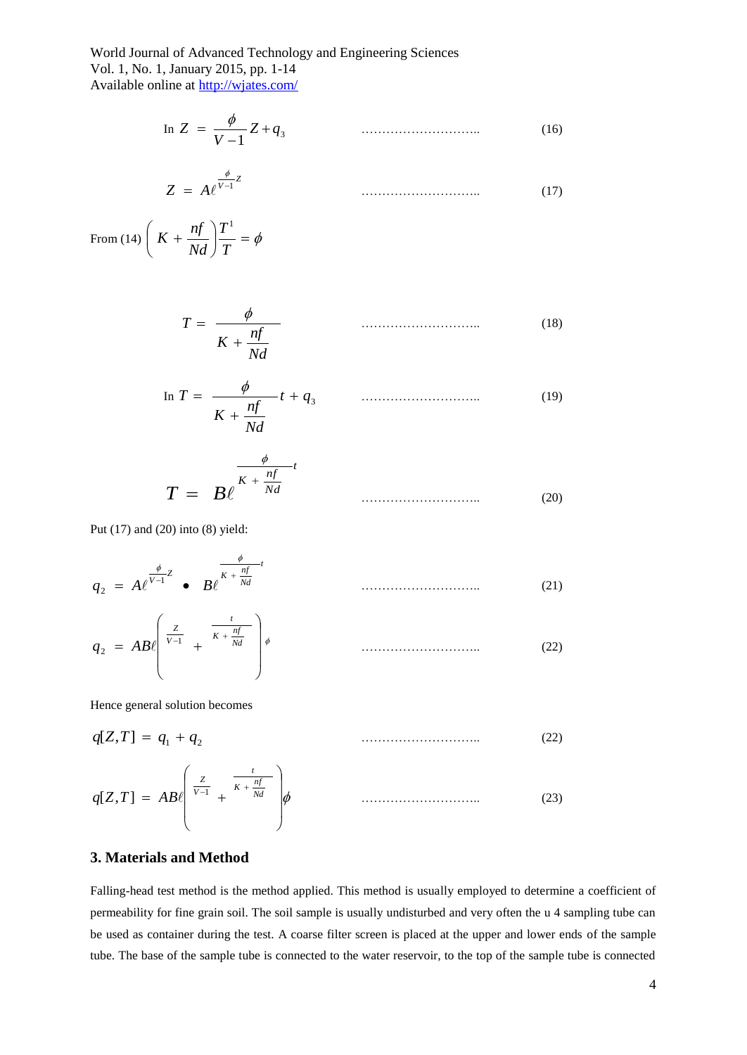$$\text{In } Z = \frac{\phi}{V-1} Z + q_3 \quad \text{..........................} \quad (16)$$

$$Z = A\ell^{\frac{\phi}{V-1}Z} \quad \text{..........................} \quad (17)$$

From (14) $\left( K + \frac{nf}{Nd} \right) \frac{T^1}{T} = \phi$

$$T = \frac{\phi}{K + \frac{nf}{Nd}} \quad \text{..........................} \quad (18)$$

$$\text{In } T = \frac{\phi}{K + \frac{nf}{Nd}} t + q_3 \quad \text{..........................} \quad (19)$$

$$T = B\ell^{\frac{\phi}{K + \frac{nf}{Nd}} t} \quad \text{..........................} \quad (20)$$

Put (17) and (20) into (8) yield:

$$q_2 = A\ell^{\frac{\phi}{V-1}Z} \bullet B\ell^{\frac{\phi}{K + \frac{nf}{Nd}} t} \quad \text{..........................} \quad (21)$$

$$q_2 = AB\ell^{\left( \frac{Z}{V-1} + \frac{t}{K + \frac{nf}{Nd}} \right) \phi} \quad \text{..........................} \quad (22)$$

Hence general solution becomes

$$q[Z,T] = q_1 + q_2 \quad \text{..........................} \quad (22)$$

$$q[Z,T] = AB\ell^{\left( \frac{Z}{V-1} + \frac{t}{K + \frac{nf}{Nd}} \right)} \phi \quad \text{..........................} \quad (23)$$

## 3. Materials and Method

Falling-head test method is the method applied. This method is usually employed to determine a coefficient of permeability for fine grain soil. The soil sample is usually undisturbed and very often the u 4 sampling tube can be used as container during the test. A coarse filter screen is placed at the upper and lower ends of the sample tube. The base of the sample tube is connected to the water reservoir, to the top of the sample tube is connected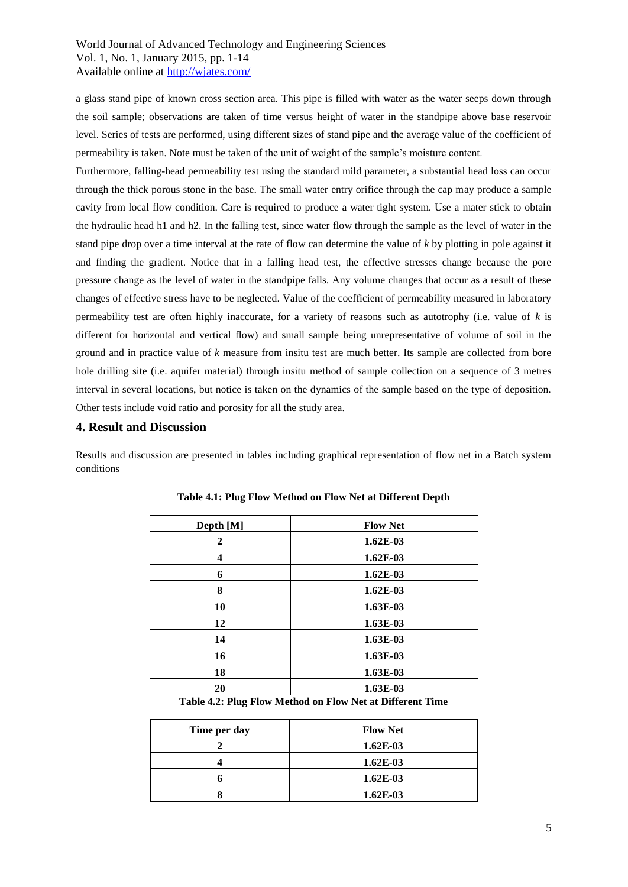a glass stand pipe of known cross section area. This pipe is filled with water as the water seeps down through the soil sample; observations are taken of time versus height of water in the standpipe above base reservoir level. Series of tests are performed, using different sizes of stand pipe and the average value of the coefficient of permeability is taken. Note must be taken of the unit of weight of the sample's moisture content.

Furthermore, falling-head permeability test using the standard mild parameter, a substantial head loss can occur through the thick porous stone in the base. The small water entry orifice through the cap may produce a sample cavity from local flow condition. Care is required to produce a water tight system. Use a mater stick to obtain the hydraulic head h1 and h2. In the falling test, since water flow through the sample as the level of water in the stand pipe drop over a time interval at the rate of flow can determine the value of *k* by plotting in pole against it and finding the gradient. Notice that in a falling head test, the effective stresses change because the pore pressure change as the level of water in the standpipe falls. Any volume changes that occur as a result of these changes of effective stress have to be neglected. Value of the coefficient of permeability measured in laboratory permeability test are often highly inaccurate, for a variety of reasons such as autotrophy (i.e. value of *k* is different for horizontal and vertical flow) and small sample being unrepresentative of volume of soil in the ground and in practice value of *k* measure from insitu test are much better. Its sample are collected from bore hole drilling site (i.e. aquifer material) through insitu method of sample collection on a sequence of 3 metres interval in several locations, but notice is taken on the dynamics of the sample based on the type of deposition. Other tests include void ratio and porosity for all the study area.

## 4. Result and Discussion

Results and discussion are presented in tables including graphical representation of flow net in a Batch system conditions

**Table 4.1: Plug Flow Method on Flow Net at Different Depth**

| Depth [M] | Flow Net |
|---|---|
| 2 | 1.62E-03 |
| 4 | 1.62E-03 |
| 6 | 1.62E-03 |
| 8 | 1.62E-03 |
| 10 | 1.63E-03 |
| 12 | 1.63E-03 |
| 14 | 1.63E-03 |
| 16 | 1.63E-03 |
| 18 | 1.63E-03 |
| 20 | 1.63E-03 |

**Table 4.2: Plug Flow Method on Flow Net at Different Time**

| Time per day | Flow Net |
|---|---|
| 2 | 1.62E-03 |
| 4 | 1.62E-03 |
| 6 | 1.62E-03 |
| 8 | 1.62E-03 |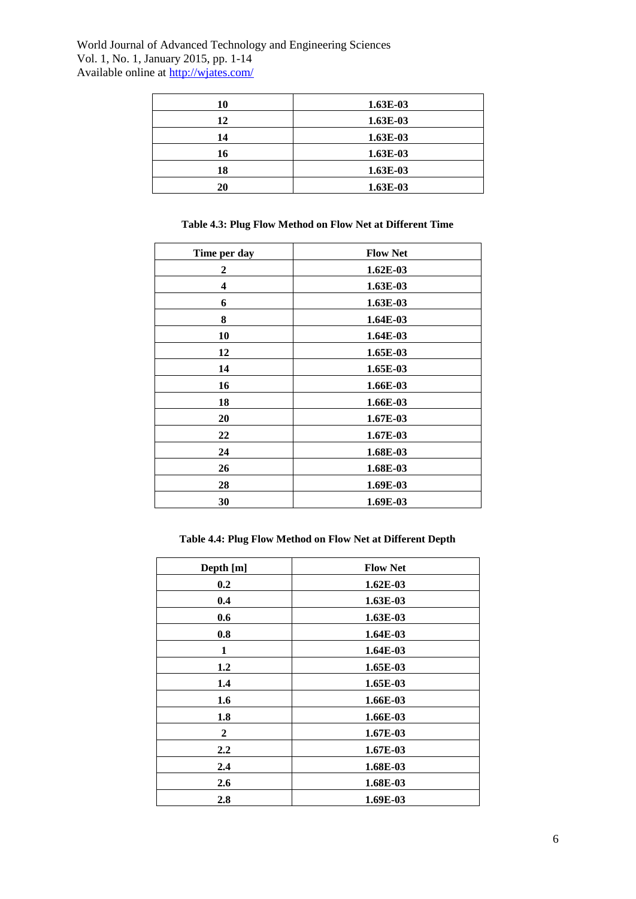| 10 | 1.63E-03 |
|---|---|
| 12 | 1.63E-03 |
| 14 | 1.63E-03 |
| 16 | 1.63E-03 |
| 18 | 1.63E-03 |
| 20 | 1.63E-03 |

**Table 4.3: Plug Flow Method on Flow Net at Different Time**

| Time per day | Flow Net |
|---|---|
| 2 | 1.62E-03 |
| 4 | 1.63E-03 |
| 6 | 1.63E-03 |
| 8 | 1.64E-03 |
| 10 | 1.64E-03 |
| 12 | 1.65E-03 |
| 14 | 1.65E-03 |
| 16 | 1.66E-03 |
| 18 | 1.66E-03 |
| 20 | 1.67E-03 |
| 22 | 1.67E-03 |
| 24 | 1.68E-03 |
| 26 | 1.68E-03 |
| 28 | 1.69E-03 |
| 30 | 1.69E-03 |

**Table 4.4: Plug Flow Method on Flow Net at Different Depth**

| Depth [m] | Flow Net |
|---|---|
| 0.2 | 1.62E-03 |
| 0.4 | 1.63E-03 |
| 0.6 | 1.63E-03 |
| 0.8 | 1.64E-03 |
| 1 | 1.64E-03 |
| 1.2 | 1.65E-03 |
| 1.4 | 1.65E-03 |
| 1.6 | 1.66E-03 |
| 1.8 | 1.66E-03 |
| 2 | 1.67E-03 |
| 2.2 | 1.67E-03 |
| 2.4 | 1.68E-03 |
| 2.6 | 1.68E-03 |
| 2.8 | 1.69E-03 |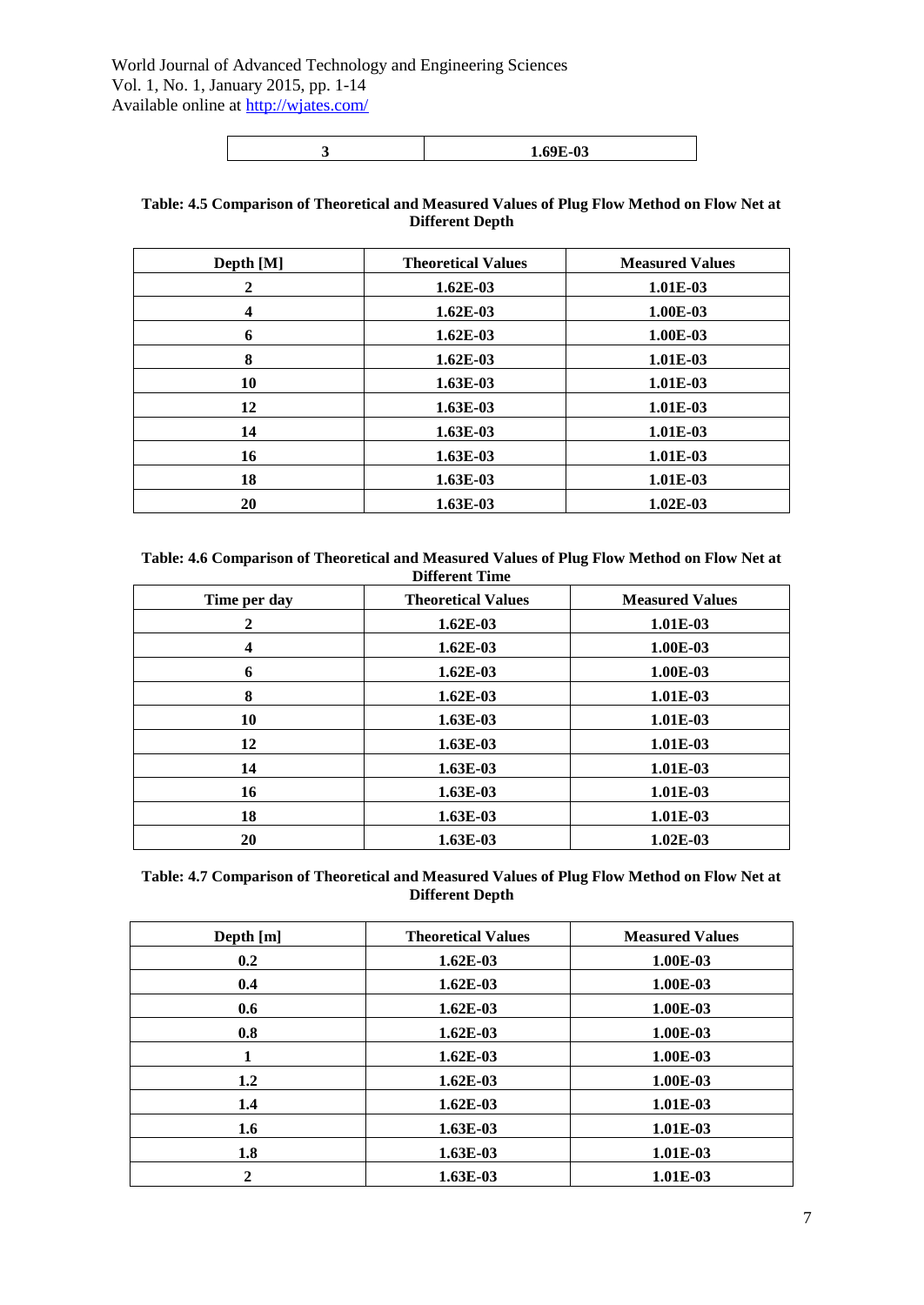| 3 | 1.69E-03 |
|---|---|

**Table: 4.5 Comparison of Theoretical and Measured Values of Plug Flow Method on Flow Net at Different Depth**

| Depth [M] | Theoretical Values | Measured Values |
|---|---|---|
| 2 | 1.62E-03 | 1.01E-03 |
| 4 | 1.62E-03 | 1.00E-03 |
| 6 | 1.62E-03 | 1.00E-03 |
| 8 | 1.62E-03 | 1.01E-03 |
| 10 | 1.63E-03 | 1.01E-03 |
| 12 | 1.63E-03 | 1.01E-03 |
| 14 | 1.63E-03 | 1.01E-03 |
| 16 | 1.63E-03 | 1.01E-03 |
| 18 | 1.63E-03 | 1.01E-03 |
| 20 | 1.63E-03 | 1.02E-03 |

**Table: 4.6 Comparison of Theoretical and Measured Values of Plug Flow Method on Flow Net at Different Time**

| Time per day | Theoretical Values | Measured Values |
|---|---|---|
| 2 | 1.62E-03 | 1.01E-03 |
| 4 | 1.62E-03 | 1.00E-03 |
| 6 | 1.62E-03 | 1.00E-03 |
| 8 | 1.62E-03 | 1.01E-03 |
| 10 | 1.63E-03 | 1.01E-03 |
| 12 | 1.63E-03 | 1.01E-03 |
| 14 | 1.63E-03 | 1.01E-03 |
| 16 | 1.63E-03 | 1.01E-03 |
| 18 | 1.63E-03 | 1.01E-03 |
| 20 | 1.63E-03 | 1.02E-03 |

**Table: 4.7 Comparison of Theoretical and Measured Values of Plug Flow Method on Flow Net at Different Depth**

| Depth [m] | Theoretical Values | Measured Values |
|---|---|---|
| 0.2 | 1.62E-03 | 1.00E-03 |
| 0.4 | 1.62E-03 | 1.00E-03 |
| 0.6 | 1.62E-03 | 1.00E-03 |
| 0.8 | 1.62E-03 | 1.00E-03 |
| 1 | 1.62E-03 | 1.00E-03 |
| 1.2 | 1.62E-03 | 1.00E-03 |
| 1.4 | 1.62E-03 | 1.01E-03 |
| 1.6 | 1.63E-03 | 1.01E-03 |
| 1.8 | 1.63E-03 | 1.01E-03 |
| 2 | 1.63E-03 | 1.01E-03 |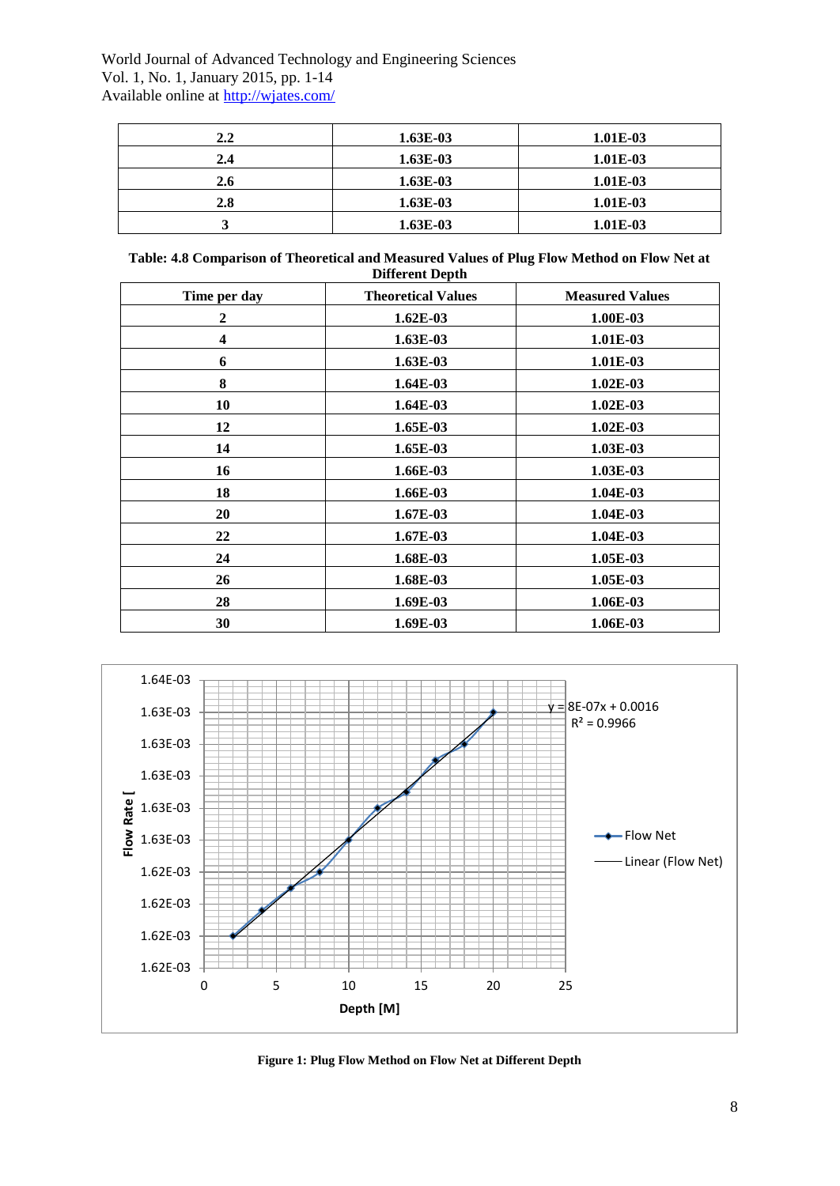| 2.2 | 1.63E-03 | 1.01E-03 |
|---|---|---|
| 2.4 | 1.63E-03 | 1.01E-03 |
| 2.6 | 1.63E-03 | 1.01E-03 |
| 2.8 | 1.63E-03 | 1.01E-03 |
| 3 | 1.63E-03 | 1.01E-03 |

**Table: 4.8 Comparison of Theoretical and Measured Values of Plug Flow Method on Flow Net at Different Depth**

| Time per day | Theoretical Values | Measured Values |
|---|---|---|
| 2 | 1.62E-03 | 1.00E-03 |
| 4 | 1.63E-03 | 1.01E-03 |
| 6 | 1.63E-03 | 1.01E-03 |
| 8 | 1.64E-03 | 1.02E-03 |
| 10 | 1.64E-03 | 1.02E-03 |
| 12 | 1.65E-03 | 1.02E-03 |
| 14 | 1.65E-03 | 1.03E-03 |
| 16 | 1.66E-03 | 1.03E-03 |
| 18 | 1.66E-03 | 1.04E-03 |
| 20 | 1.67E-03 | 1.04E-03 |
| 22 | 1.67E-03 | 1.04E-03 |
| 24 | 1.68E-03 | 1.05E-03 |
| 26 | 1.68E-03 | 1.05E-03 |
| 28 | 1.69E-03 | 1.06E-03 |
| 30 | 1.69E-03 | 1.06E-03 |

$y = 8E\text{-}07x + 0.0016$
$R^2 = 0.9966$

Flow Rate [

Depth [M]

Flow Net

Linear (Flow Net)

**Figure 1: Plug Flow Method on Flow Net at Different Depth**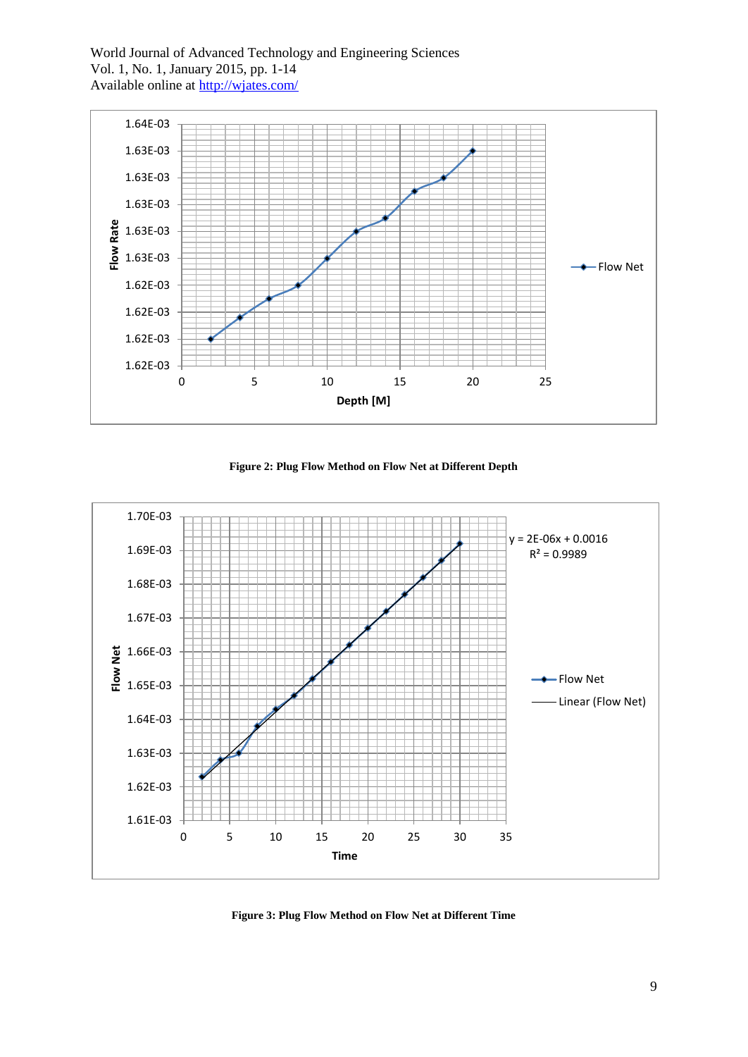Figure 2: Plug Flow Method on Flow Net at Different Depth

Figure 3: Plug Flow Method on Flow Net at Different Time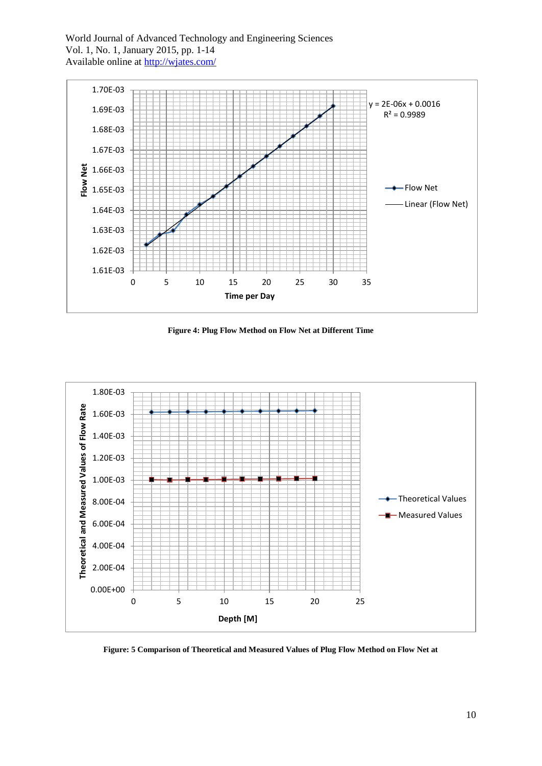**Figure 4: Plug Flow Method on Flow Net at Different Time**

**Figure: 5 Comparison of Theoretical and Measured Values of Plug Flow Method on Flow Net at**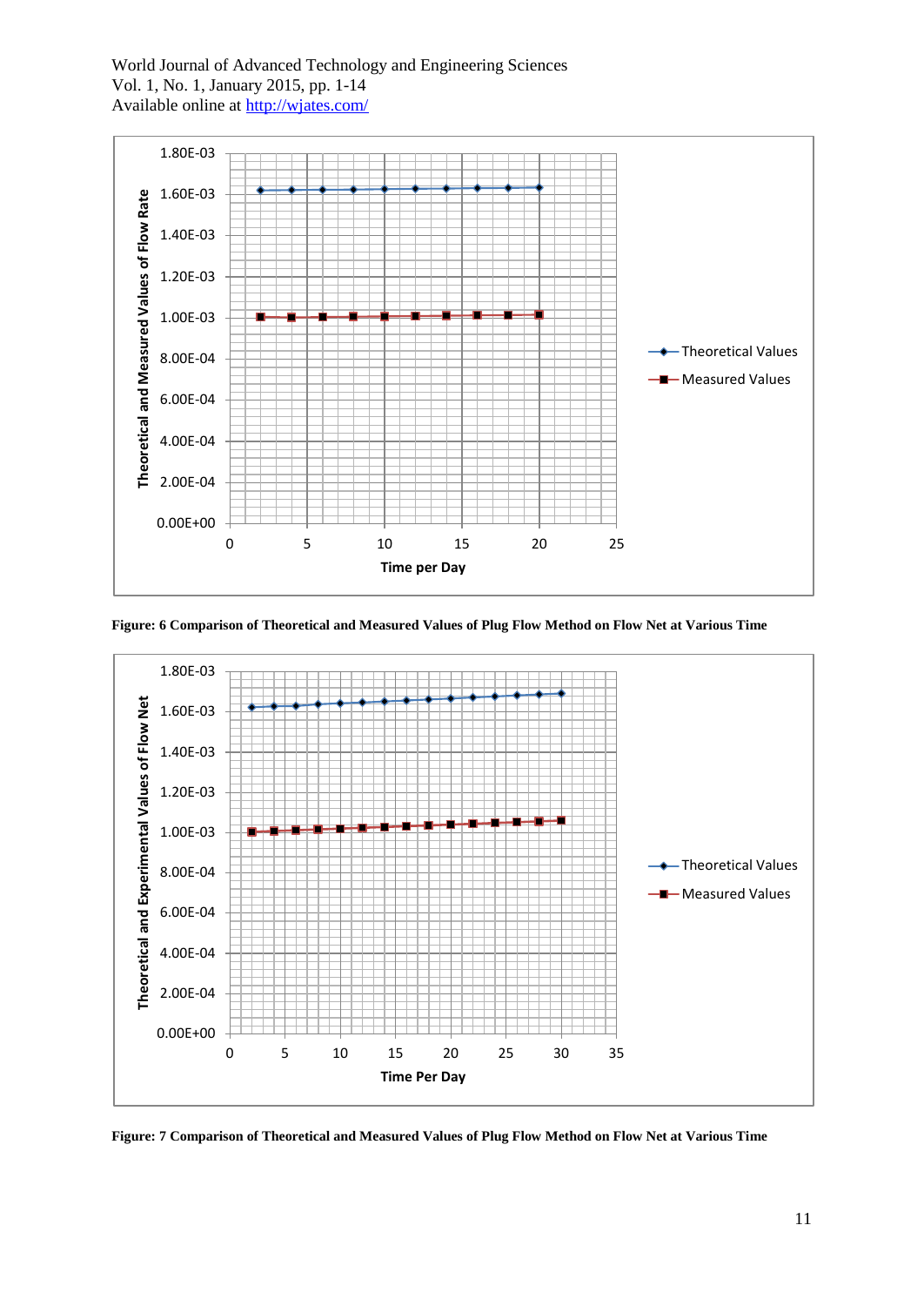Figure: 6 Comparison of Theoretical and Measured Values of Plug Flow Method on Flow Net at Various Time

Figure: 7 Comparison of Theoretical and Measured Values of Plug Flow Method on Flow Net at Various Time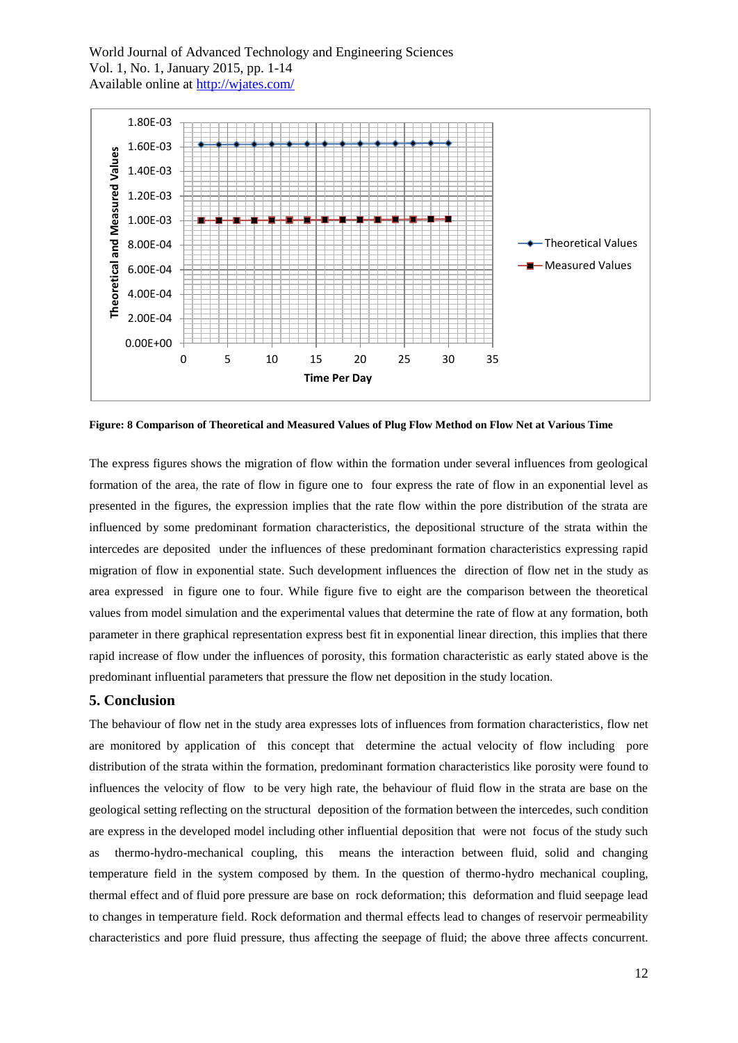**Figure: 8 Comparison of Theoretical and Measured Values of Plug Flow Method on Flow Net at Various Time**

The express figures shows the migration of flow within the formation under several influences from geological formation of the area, the rate of flow in figure one to four express the rate of flow in an exponential level as presented in the figures, the expression implies that the rate flow within the pore distribution of the strata are influenced by some predominant formation characteristics, the depositional structure of the strata within the intercedes are deposited under the influences of these predominant formation characteristics expressing rapid migration of flow in exponential state. Such development influences the direction of flow net in the study as area expressed in figure one to four. While figure five to eight are the comparison between the theoretical values from model simulation and the experimental values that determine the rate of flow at any formation, both parameter in there graphical representation express best fit in exponential linear direction, this implies that there rapid increase of flow under the influences of porosity, this formation characteristic as early stated above is the predominant influential parameters that pressure the flow net deposition in the study location.

## 5. Conclusion

The behaviour of flow net in the study area expresses lots of influences from formation characteristics, flow net are monitored by application of this concept that determine the actual velocity of flow including pore distribution of the strata within the formation, predominant formation characteristics like porosity were found to influences the velocity of flow to be very high rate, the behaviour of fluid flow in the strata are base on the geological setting reflecting on the structural deposition of the formation between the intercedes, such condition are express in the developed model including other influential deposition that were not focus of the study such as thermo-hydro-mechanical coupling, this means the interaction between fluid, solid and changing temperature field in the system composed by them. In the question of thermo-hydro mechanical coupling, thermal effect and of fluid pore pressure are base on rock deformation; this deformation and fluid seepage lead to changes in temperature field. Rock deformation and thermal effects lead to changes of reservoir permeability characteristics and pore fluid pressure, thus affecting the seepage of fluid; the above three affects concurrent.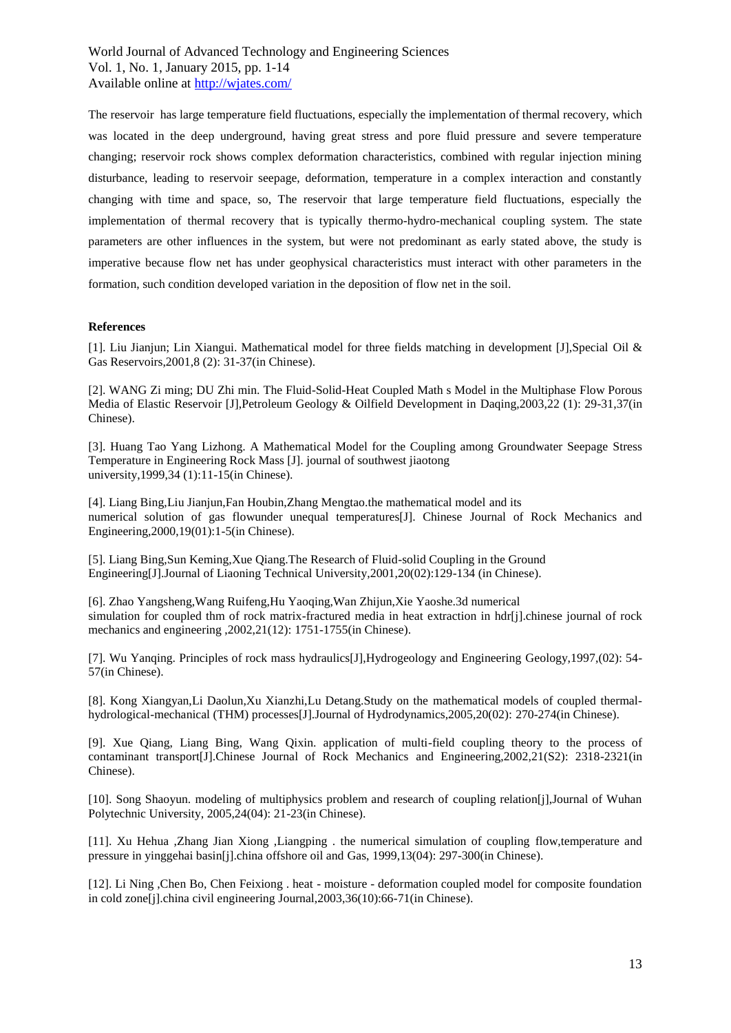The reservoir has large temperature field fluctuations, especially the implementation of thermal recovery, which was located in the deep underground, having great stress and pore fluid pressure and severe temperature changing; reservoir rock shows complex deformation characteristics, combined with regular injection mining disturbance, leading to reservoir seepage, deformation, temperature in a complex interaction and constantly changing with time and space, so, The reservoir that large temperature field fluctuations, especially the implementation of thermal recovery that is typically thermo-hydro-mechanical coupling system. The state parameters are other influences in the system, but were not predominant as early stated above, the study is imperative because flow net has under geophysical characteristics must interact with other parameters in the formation, such condition developed variation in the deposition of flow net in the soil.

**References**

[1]. Liu Jianjun; Lin Xiangui. Mathematical model for three fields matching in development [J],Special Oil & Gas Reservoirs,2001,8 (2): 31-37(in Chinese).

[2]. WANG Zi ming; DU Zhi min. The Fluid-Solid-Heat Coupled Math s Model in the Multiphase Flow Porous Media of Elastic Reservoir [J],Petroleum Geology & Oilfield Development in Daqing,2003,22 (1): 29-31,37(in Chinese).

[3]. Huang Tao Yang Lizhong. A Mathematical Model for the Coupling among Groundwater Seepage Stress Temperature in Engineering Rock Mass [J]. journal of southwest jiaotong university,1999,34 (1):11-15(in Chinese).

[4]. Liang Bing,Liu Jianjun,Fan Houbin,Zhang Mengtao.the mathematical model and its numerical solution of gas flowunder unequal temperatures[J]. Chinese Journal of Rock Mechanics and Engineering,2000,19(01):1-5(in Chinese).

[5]. Liang Bing,Sun Keming,Xue Qiang.The Research of Fluid-solid Coupling in the Ground Engineering[J].Journal of Liaoning Technical University,2001,20(02):129-134 (in Chinese).

[6]. Zhao Yangsheng,Wang Ruifeng,Hu Yaoqing,Wan Zhijun,Xie Yaoshe.3d numerical simulation for coupled thm of rock matrix-fractured media in heat extraction in hdr[j].chinese journal of rock mechanics and engineering ,2002,21(12): 1751-1755(in Chinese).

[7]. Wu Yanqing. Principles of rock mass hydraulics[J],Hydrogeology and Engineering Geology,1997,(02): 54-57(in Chinese).

[8]. Kong Xiangyan,Li Daolun,Xu Xianzhi,Lu Detang.Study on the mathematical models of coupled thermal-hydrological-mechanical (THM) processes[J].Journal of Hydrodynamics,2005,20(02): 270-274(in Chinese).

[9]. Xue Qiang, Liang Bing, Wang Qixin. application of multi-field coupling theory to the process of contaminant transport[J].Chinese Journal of Rock Mechanics and Engineering,2002,21(S2): 2318-2321(in Chinese).

[10]. Song Shaoyun. modeling of multiphysics problem and research of coupling relation[j],Journal of Wuhan Polytechnic University, 2005,24(04): 21-23(in Chinese).

[11]. Xu Hehua ,Zhang Jian Xiong ,Liangping . the numerical simulation of coupling flow,temperature and pressure in yinggehai basin[j].china offshore oil and Gas, 1999,13(04): 297-300(in Chinese).

[12]. Li Ning ,Chen Bo, Chen Feixiong . heat - moisture - deformation coupled model for composite foundation in cold zone[j].china civil engineering Journal,2003,36(10):66-71(in Chinese).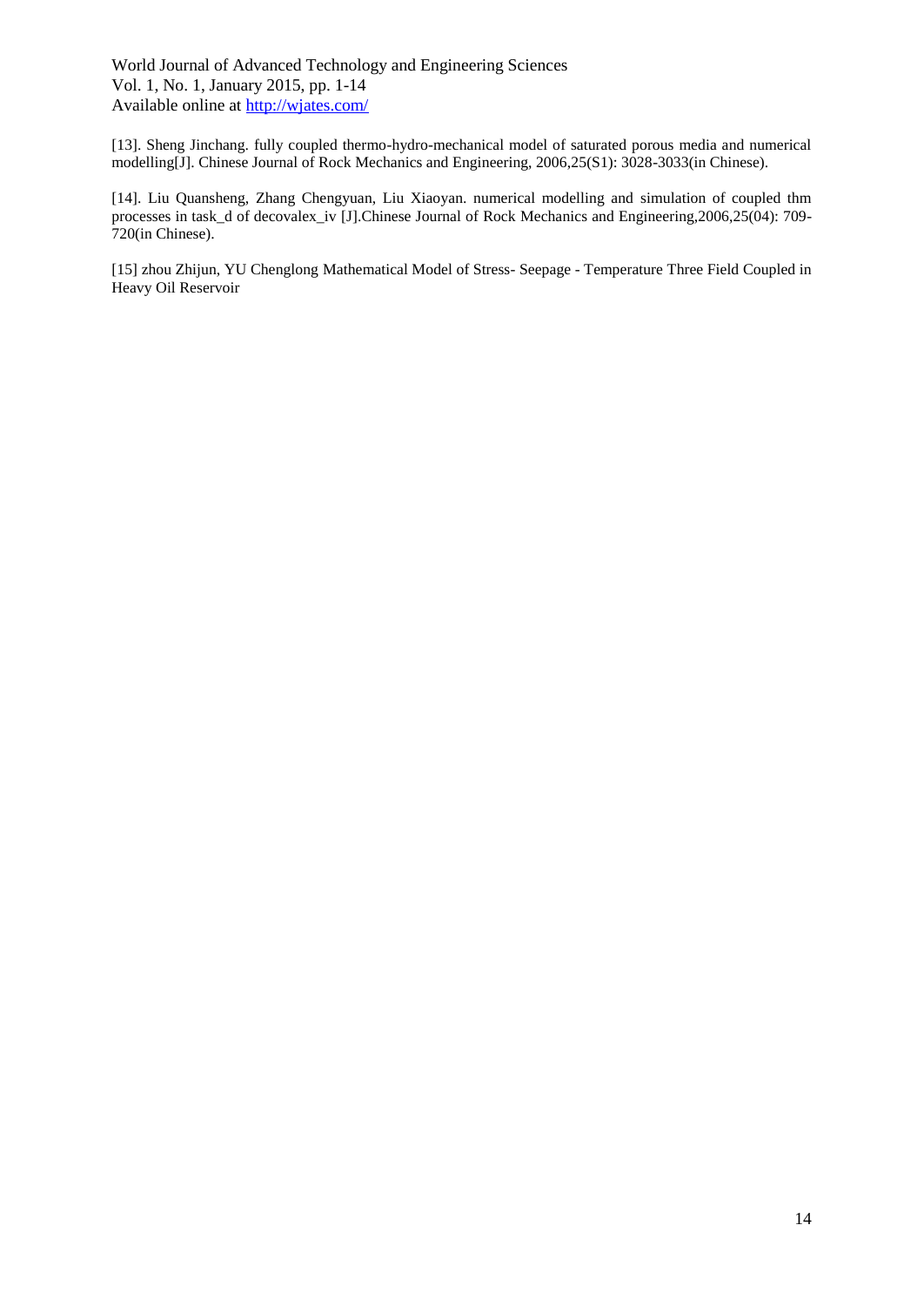[13]. Sheng Jinchang. fully coupled thermo-hydro-mechanical model of saturated porous media and numerical modelling[J]. Chinese Journal of Rock Mechanics and Engineering, 2006,25(S1): 3028-3033(in Chinese).

[14]. Liu Quansheng, Zhang Chengyuan, Liu Xiaoyan. numerical modelling and simulation of coupled thm processes in task_d of decovalex_iv [J].Chinese Journal of Rock Mechanics and Engineering,2006,25(04): 709-720(in Chinese).

[15] zhou Zhijun, YU Chenglong Mathematical Model of Stress- Seepage - Temperature Three Field Coupled in Heavy Oil Reservoir